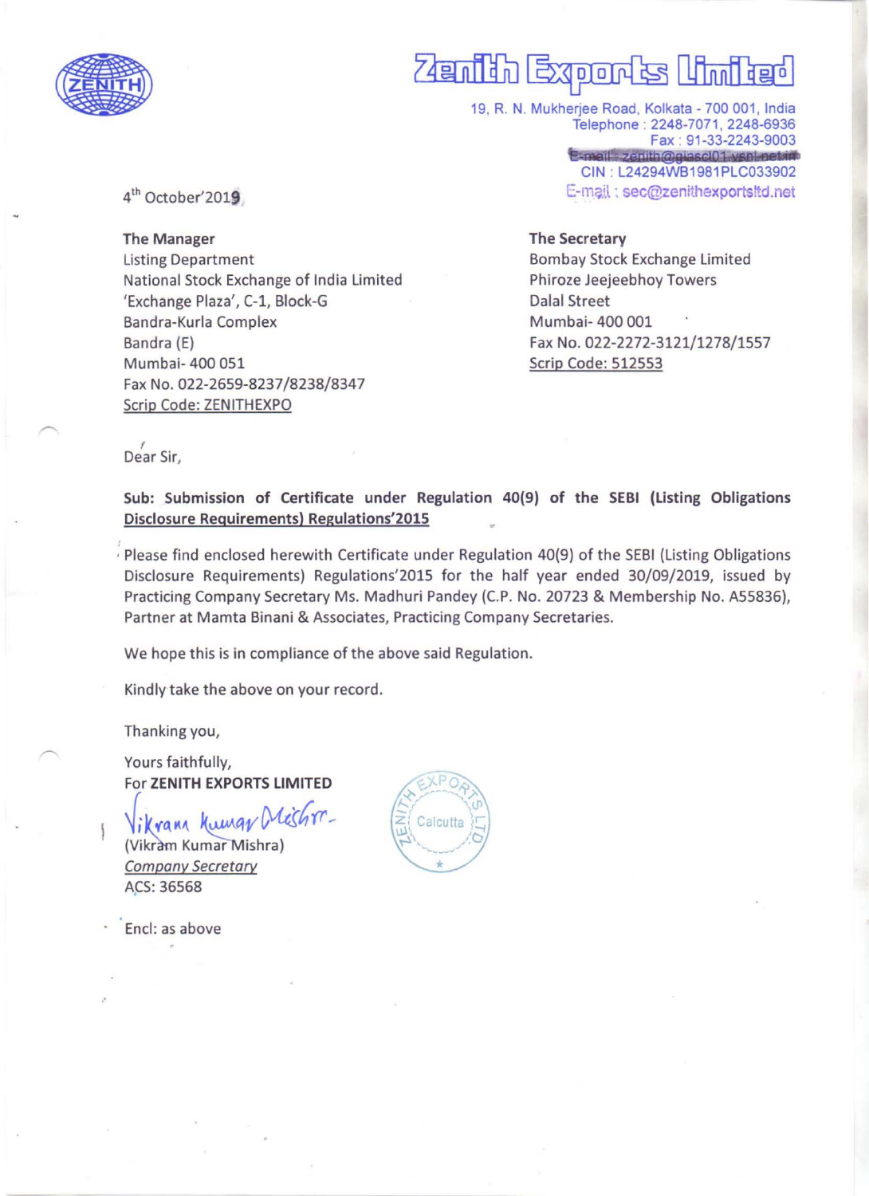# Zenith Exports Limited

19, R. N. Mukherjee Road, Kolkata - 700 001, India
Telephone : 2248-7071, 2248-6936
Fax : 91-33-2243-9003
E-mail : zenith@giascl01.vsnl.net.in
CIN : L24294WB1981PLC033902
E-mail : sec@zenithexportsltd.net

4th October'2019

**The Manager**
Listing Department
National Stock Exchange of India Limited
'Exchange Plaza', C-1, Block-G
Bandra-Kurla Complex
Bandra (E)
Mumbai- 400 051
Fax No. 022-2659-8237/8238/8347
Scrip Code: ZENITHEXPO

**The Secretary**
Bombay Stock Exchange Limited
Phiroze Jeejeebhoy Towers
Dalal Street
Mumbai- 400 001
Fax No. 022-2272-3121/1278/1557
Scrip Code: 512553

Dear Sir,

**Sub: Submission of Certificate under Regulation 40(9) of the SEBI (Listing Obligations Disclosure Requirements) Regulations'2015**

Please find enclosed herewith Certificate under Regulation 40(9) of the SEBI (Listing Obligations Disclosure Requirements) Regulations'2015 for the half year ended 30/09/2019, issued by Practicing Company Secretary Ms. Madhuri Pandey (C.P. No. 20723 & Membership No. A55836), Partner at Mamta Binani & Associates, Practicing Company Secretaries.

We hope this is in compliance of the above said Regulation.

Kindly take the above on your record.

Thanking you,

Yours faithfully,
For **ZENITH EXPORTS LIMITED**

(Vikram Kumar Mishra)
*Company Secretary*
ACS: 36568

Encl: as above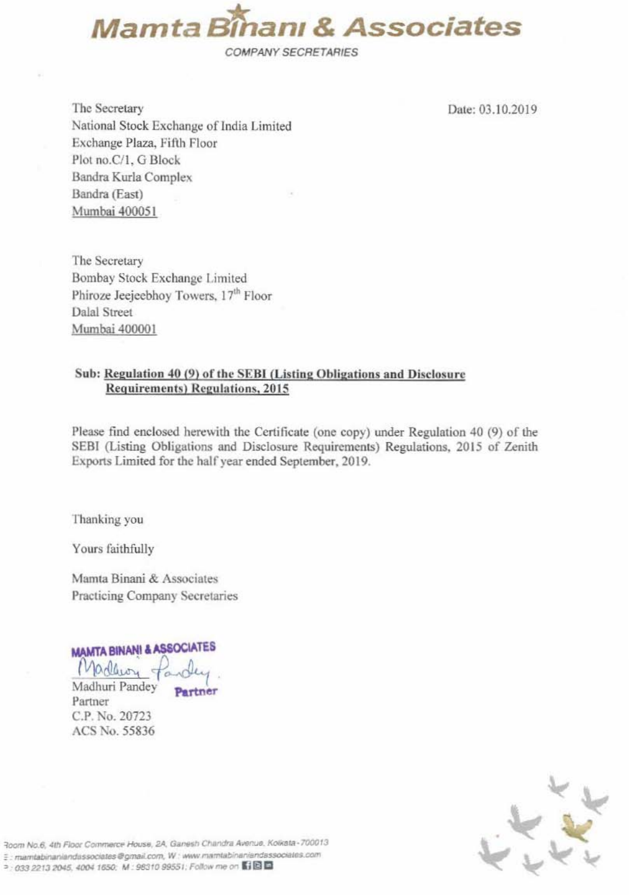# Mamta Binani & Associates

COMPANY SECRETARIES

Date: 03.10.2019

The Secretary
National Stock Exchange of India Limited
Exchange Plaza, Fifth Floor
Plot no.C/1, G Block
Bandra Kurla Complex
Bandra (East)
Mumbai 400051

The Secretary
Bombay Stock Exchange Limited
Phiroze Jeejeebhoy Towers, 17th Floor
Dalal Street
Mumbai 400001

**Sub: Regulation 40 (9) of the SEBI (Listing Obligations and Disclosure Requirements) Regulations, 2015**

Please find enclosed herewith the Certificate (one copy) under Regulation 40 (9) of the SEBI (Listing Obligations and Disclosure Requirements) Regulations, 2015 of Zenith Exports Limited for the half year ended September, 2019.

Thanking you

Yours faithfully

Mamta Binani & Associates
Practicing Company Secretaries

MAMTA BINANI & ASSOCIATES

Partner

Madhuri Pandey
Partner
C.P. No. 20723
ACS No. 55836

Room No.6, 4th Floor Commerce House, 2A, Ganesh Chandra Avenue, Kolkata - 700013
E : mamtabinaniandassociates@gmail.com, W : www.mamtabinaniandassociates.com
P : 033 2213 2045, 4004 1650; M : 98310 99551; Follow me on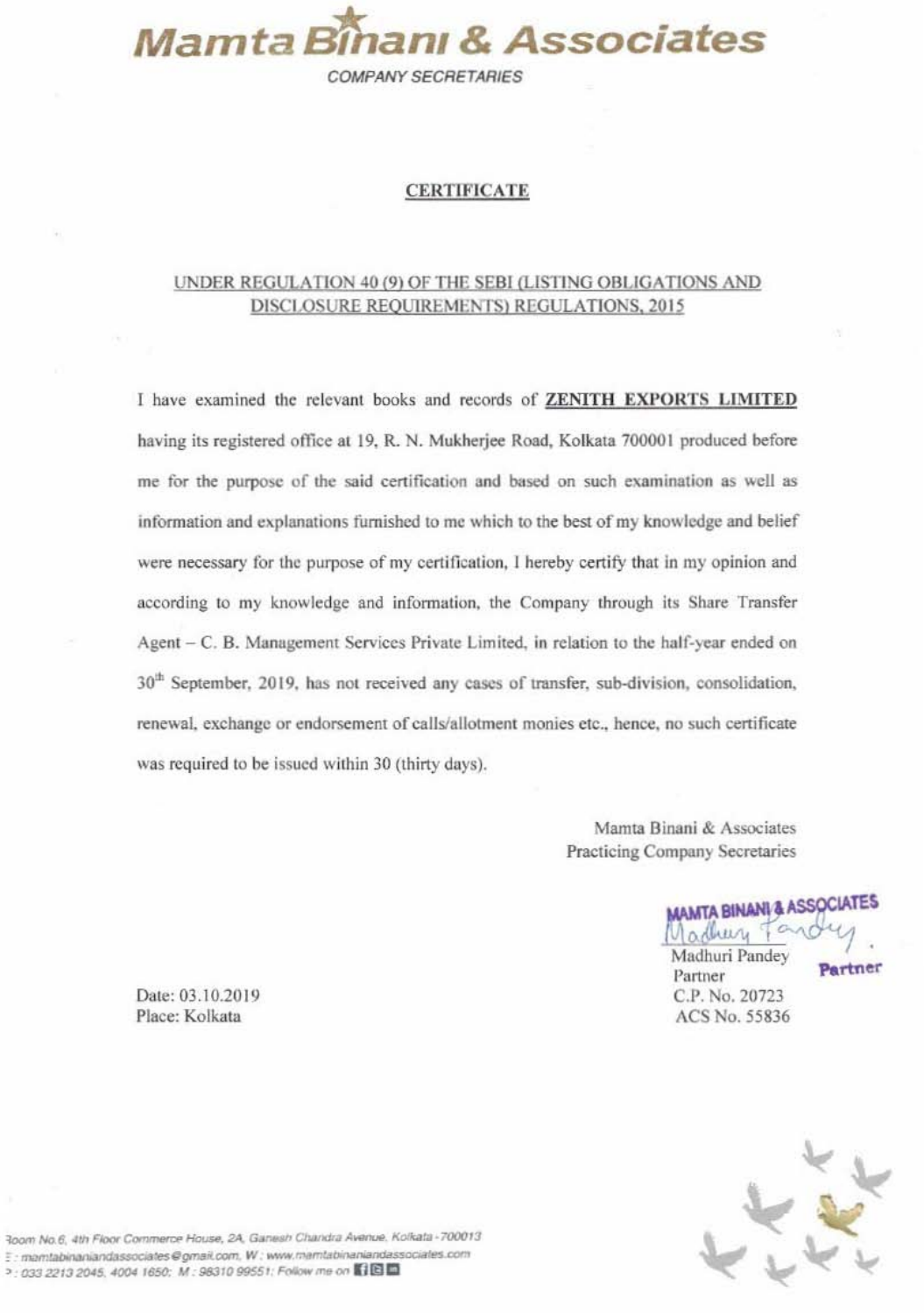# Mamta Binani & Associates

COMPANY SECRETARIES

## CERTIFICATE

UNDER REGULATION 40 (9) OF THE SEBI (LISTING OBLIGATIONS AND DISCLOSURE REQUIREMENTS) REGULATIONS, 2015

I have examined the relevant books and records of **ZENITH EXPORTS LIMITED** having its registered office at 19, R. N. Mukherjee Road, Kolkata 700001 produced before me for the purpose of the said certification and based on such examination as well as information and explanations furnished to me which to the best of my knowledge and belief were necessary for the purpose of my certification, I hereby certify that in my opinion and according to my knowledge and information, the Company through its Share Transfer Agent – C. B. Management Services Private Limited, in relation to the half-year ended on 30th September, 2019, has not received any cases of transfer, sub-division, consolidation, renewal, exchange or endorsement of calls/allotment monies etc., hence, no such certificate was required to be issued within 30 (thirty days).

Mamta Binani & Associates
Practicing Company Secretaries

MAMTA BINANI & ASSOCIATES

Madhuri Pandey
Partner
C.P. No. 20723
ACS No. 55836

Date: 03.10.2019
Place: Kolkata

Room No.6, 4th Floor Commerce House, 2A, Ganesh Chandra Avenue, Kolkata - 700013
E : mamtabinaniandassociates@gmail.com, W : www.mamtabinaniandassociates.com
P : 033 2213 2045, 4004 1650; M : 98310 99551; Follow me on